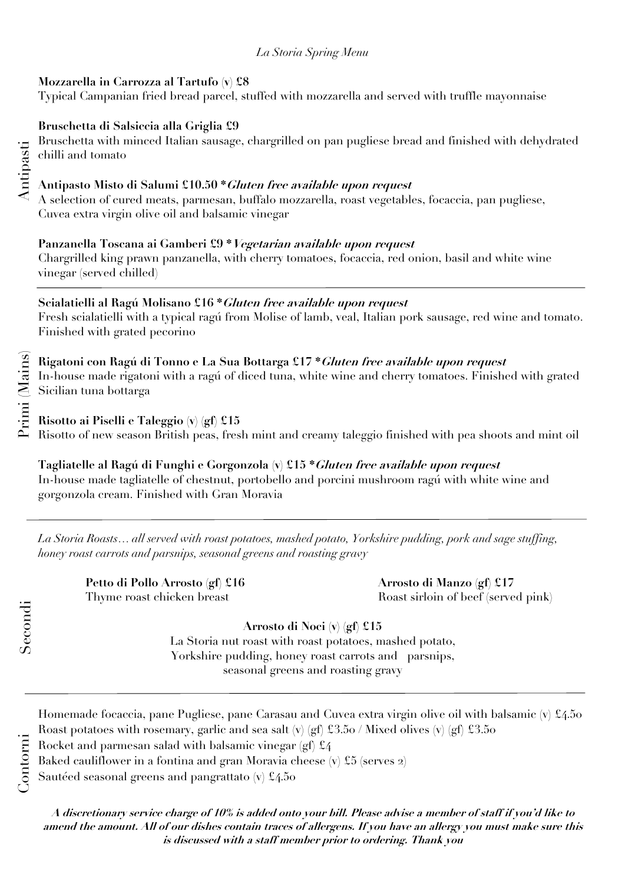*La Storia Spring Menu*

## Antipasti

**Mozzarella in Carrozza al Tartufo (v) £8**
Typical Campanian fried bread parcel, stuffed with mozzarella and served with truffle mayonnaise

**Bruschetta di Salsiccia alla Griglia £9**
Bruschetta with minced Italian sausage, chargrilled on pan pugliese bread and finished with dehydrated chilli and tomato

**Antipasto Misto di Salumi £10.50 *Gluten free available upon request***
A selection of cured meats, parmesan, buffalo mozzarella, roast vegetables, focaccia, pan pugliese, Cuvea extra virgin olive oil and balsamic vinegar

**Panzanella Toscana ai Gamberi £9 *Vegetarian available upon request***
Chargrilled king prawn panzanella, with cherry tomatoes, focaccia, red onion, basil and white wine vinegar (served chilled)

## Primi (Mains)

**Scialatielli al Ragú Molisano £16 *Gluten free available upon request***
Fresh scialatielli with a typical ragú from Molise of lamb, veal, Italian pork sausage, red wine and tomato. Finished with grated pecorino

**Rigatoni con Ragú di Tonno e La Sua Bottarga £17 *Gluten free available upon request***
In-house made rigatoni with a ragú of diced tuna, white wine and cherry tomatoes. Finished with grated Sicilian tuna bottarga

**Risotto ai Piselli e Taleggio (v) (gf) £15**
Risotto of new season British peas, fresh mint and creamy taleggio finished with pea shoots and mint oil

**Tagliatelle al Ragú di Funghi e Gorgonzola (v) £15 *Gluten free available upon request***
In-house made tagliatelle of chestnut, portobello and porcini mushroom ragú with white wine and gorgonzola cream. Finished with Gran Moravia

## Secondi

*La Storia Roasts… all served with roast potatoes, mashed potato, Yorkshire pudding, pork and sage stuffing, honey roast carrots and parsnips, seasonal greens and roasting gravy*

**Petto di Pollo Arrosto (gf) £16**
Thyme roast chicken breast

**Arrosto di Manzo (gf) £17**
Roast sirloin of beef (served pink)

**Arrosto di Noci (v) (gf) £15**
La Storia nut roast with roast potatoes, mashed potato, Yorkshire pudding, honey roast carrots and parsnips, seasonal greens and roasting gravy

## Contorni

Homemade focaccia, pane Pugliese, pane Carasau and Cuvea extra virgin olive oil with balsamic (v) £4.50
Roast potatoes with rosemary, garlic and sea salt (v) (gf) £3.50 / Mixed olives (v) (gf) £3.50
Rocket and parmesan salad with balsamic vinegar (gf) £4
Baked cauliflower in a fontina and gran Moravia cheese (v) £5 (serves 2)
Sautéed seasonal greens and pangrattato (v) £4.50

***A discretionary service charge of 10% is added onto your bill. Please advise a member of staff if you'd like to amend the amount. All of our dishes contain traces of allergens. If you have an allergy you must make sure this is discussed with a staff member prior to ordering. Thank you***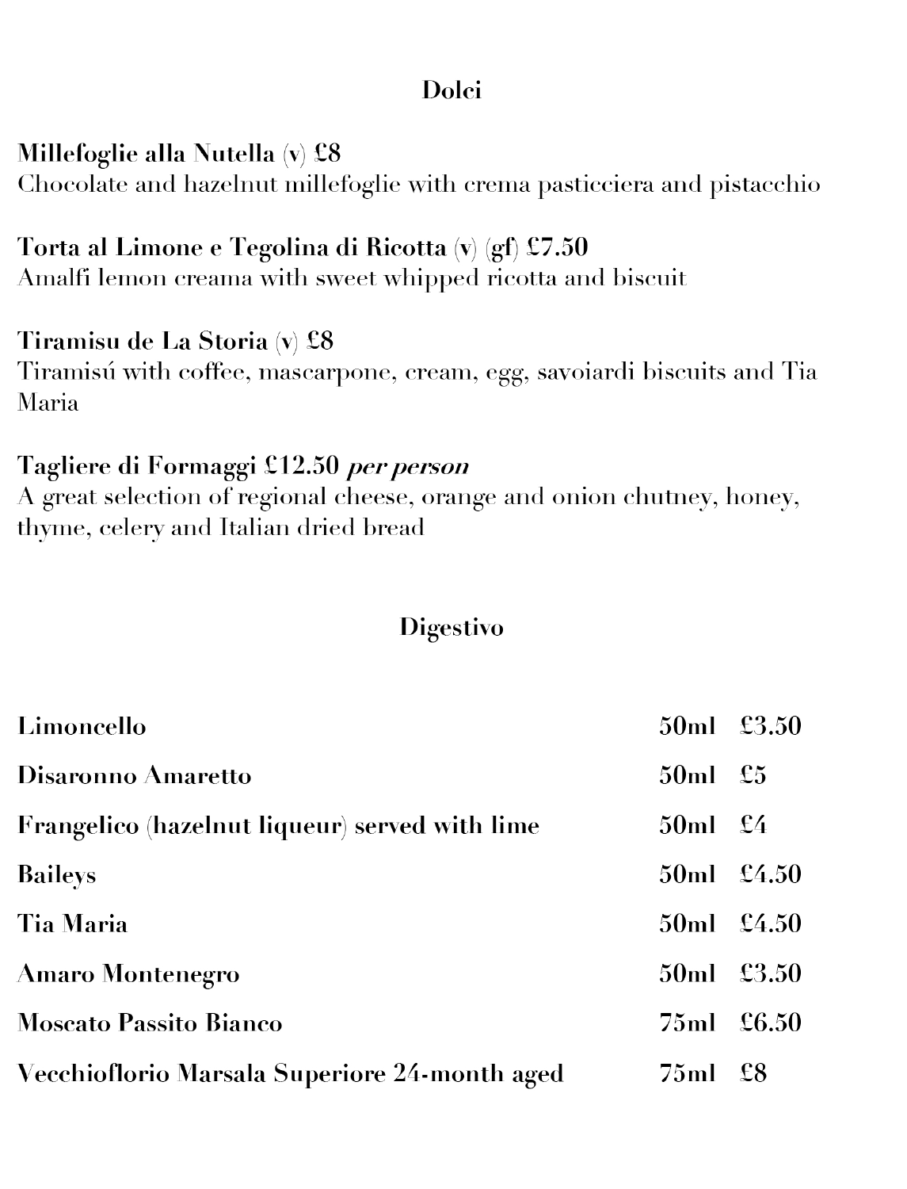## Dolci

**Millefoglie alla Nutella** (v) **£8**
Chocolate and hazelnut millefoglie with crema pasticciera and pistacchio

**Torta al Limone e Tegolina di Ricotta** (v) (gf) **£7.50**
Amalfi lemon creama with sweet whipped ricotta and biscuit

**Tiramisu de La Storia** (v) **£8**
Tiramisú with coffee, mascarpone, cream, egg, savoiardi biscuits and Tia Maria

**Tagliere di Formaggi £12.50** ***per person***
A great selection of regional cheese, orange and onion chutney, honey, thyme, celery and Italian dried bread

## Digestivo

| | | |
|---|---|---|
| **Limoncello** | **50ml** | **£3.50** |
| **Disaronno Amaretto** | **50ml** | **£5** |
| **Frangelico (hazelnut liqueur) served with lime** | **50ml** | **£4** |
| **Baileys** | **50ml** | **£4.50** |
| **Tia Maria** | **50ml** | **£4.50** |
| **Amaro Montenegro** | **50ml** | **£3.50** |
| **Moscato Passito Bianco** | **75ml** | **£6.50** |
| **Vecchioflorio Marsala Superiore 24-month aged** | **75ml** | **£8** |